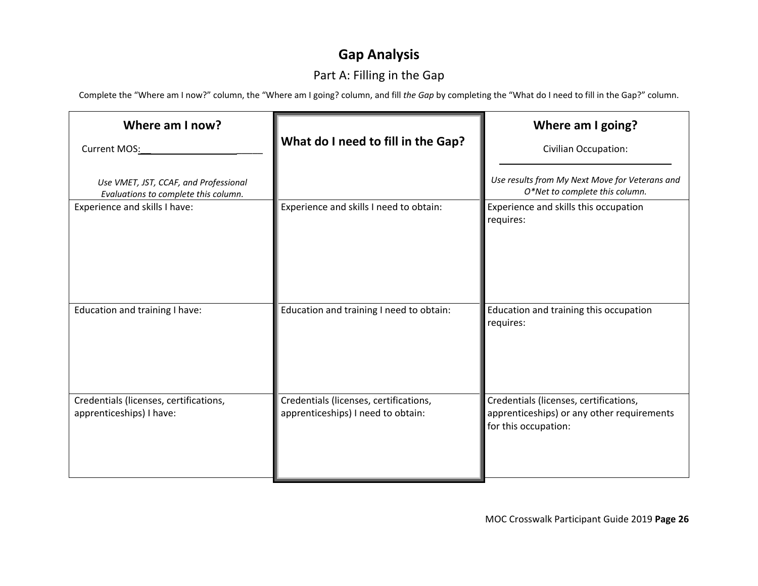# Gap Analysis

## Part A: Filling in the Gap

Complete the "Where am I now?" column, the "Where am I going? column, and fill *the Gap* by completing the "What do I need to fill in the Gap?" column.

| **Where am I now?**<br>Current MOS:________________________<br>*Use VMET, JST, CCAF, and Professional Evaluations to complete this column.* | **What do I need to fill in the Gap?** | **Where am I going?**<br>Civilian Occupation:<br>________________________<br>*Use results from My Next Move for Veterans and O*Net to complete this column.* |
|---|---|---|
| Experience and skills I have: | Experience and skills I need to obtain: | Experience and skills this occupation requires: |
| Education and training I have: | Education and training I need to obtain: | Education and training this occupation requires: |
| Credentials (licenses, certifications, apprenticeships) I have: | Credentials (licenses, certifications, apprenticeships) I need to obtain: | Credentials (licenses, certifications, apprenticeships) or any other requirements for this occupation: |

MOC Crosswalk Participant Guide 2019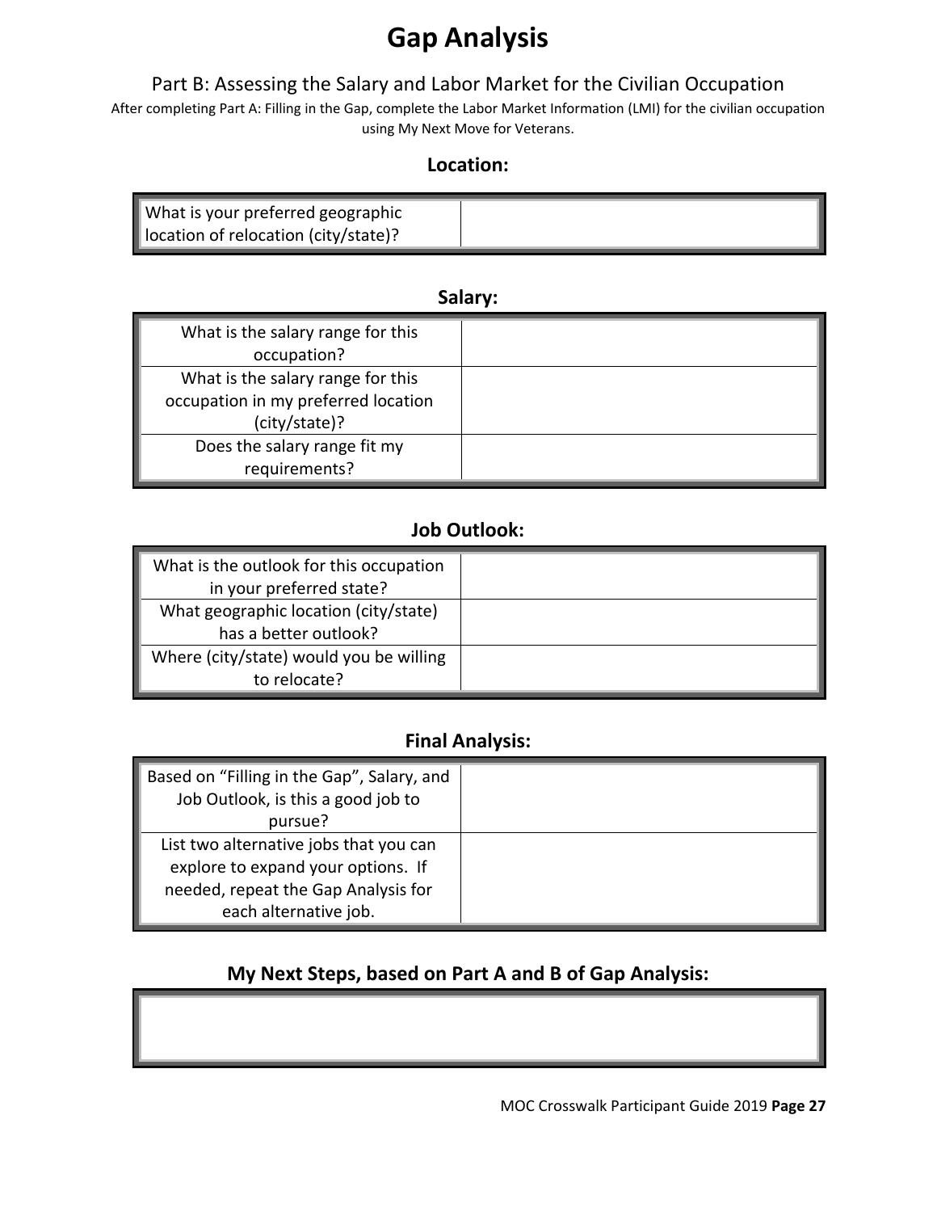# Gap Analysis

## Part B: Assessing the Salary and Labor Market for the Civilian Occupation

After completing Part A: Filling in the Gap, complete the Labor Market Information (LMI) for the civilian occupation using My Next Move for Veterans.

### Location:

| | |
|---|---|
| What is your preferred geographic location of relocation (city/state)? | |

### Salary:

| | |
|---|---|
| What is the salary range for this occupation? | |
| What is the salary range for this occupation in my preferred location (city/state)? | |
| Does the salary range fit my requirements? | |

### Job Outlook:

| | |
|---|---|
| What is the outlook for this occupation in your preferred state? | |
| What geographic location (city/state) has a better outlook? | |
| Where (city/state) would you be willing to relocate? | |

### Final Analysis:

| | |
|---|---|
| Based on "Filling in the Gap", Salary, and Job Outlook, is this a good job to pursue? | |
| List two alternative jobs that you can explore to expand your options. If needed, repeat the Gap Analysis for each alternative job. | |

### My Next Steps, based on Part A and B of Gap Analysis:

| |
|---|
| |